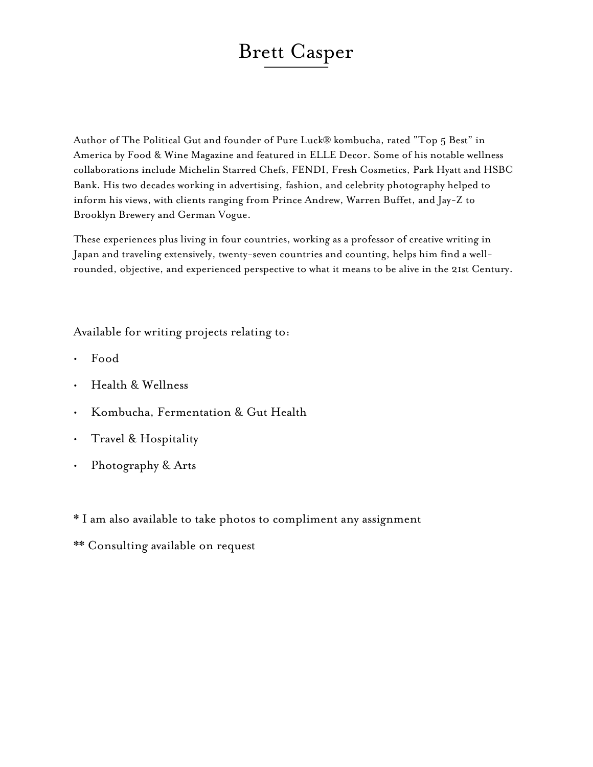# Brett Casper

Author of The Political Gut and founder of Pure Luck® kombucha, rated "Top 5 Best" in America by Food & Wine Magazine and featured in ELLE Decor. Some of his notable wellness collaborations include Michelin Starred Chefs, FENDI, Fresh Cosmetics, Park Hyatt and HSBC Bank. His two decades working in advertising, fashion, and celebrity photography helped to inform his views, with clients ranging from Prince Andrew, Warren Buffet, and Jay-Z to Brooklyn Brewery and German Vogue.

These experiences plus living in four countries, working as a professor of creative writing in Japan and traveling extensively, twenty-seven countries and counting, helps him find a well-rounded, objective, and experienced perspective to what it means to be alive in the 21st Century.

Available for writing projects relating to:

- Food
- Health & Wellness
- Kombucha, Fermentation & Gut Health
- Travel & Hospitality
- Photography & Arts

**\*** I am also available to take photos to compliment any assignment

**\*\*** Consulting available on request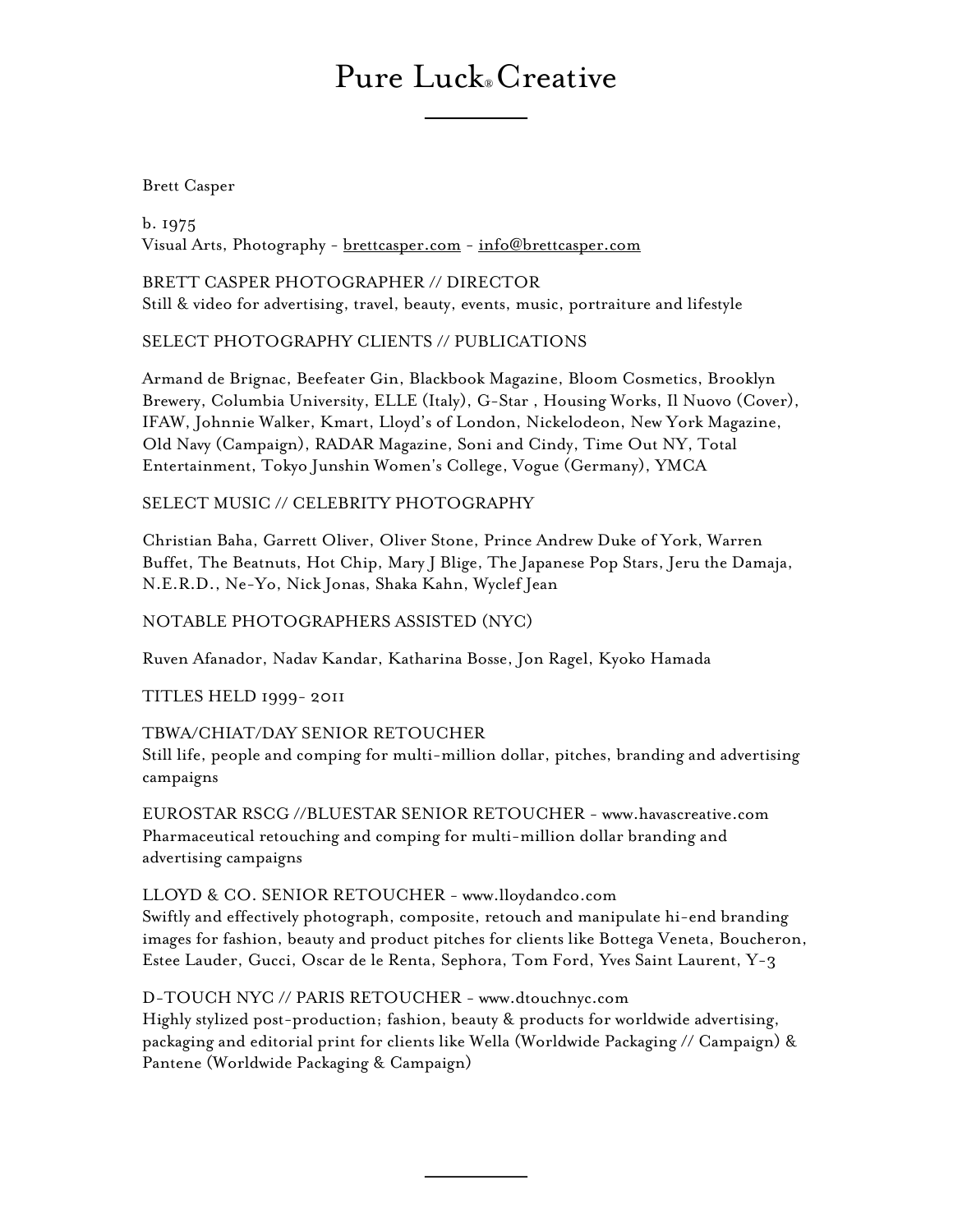# Pure Luck® Creative

Brett Casper

b. 1975
Visual Arts, Photography - brettcasper.com - info@brettcasper.com

BRETT CASPER PHOTOGRAPHER // DIRECTOR
Still & video for advertising, travel, beauty, events, music, portraiture and lifestyle

SELECT PHOTOGRAPHY CLIENTS // PUBLICATIONS

Armand de Brignac, Beefeater Gin, Blackbook Magazine, Bloom Cosmetics, Brooklyn Brewery, Columbia University, ELLE (Italy), G-Star , Housing Works, Il Nuovo (Cover), IFAW, Johnnie Walker, Kmart, Lloyd's of London, Nickelodeon, New York Magazine, Old Navy (Campaign), RADAR Magazine, Soni and Cindy, Time Out NY, Total Entertainment, Tokyo Junshin Women's College, Vogue (Germany), YMCA

SELECT MUSIC // CELEBRITY PHOTOGRAPHY

Christian Baha, Garrett Oliver, Oliver Stone, Prince Andrew Duke of York, Warren Buffet, The Beatnuts, Hot Chip, Mary J Blige, The Japanese Pop Stars, Jeru the Damaja, N.E.R.D., Ne-Yo, Nick Jonas, Shaka Kahn, Wyclef Jean

NOTABLE PHOTOGRAPHERS ASSISTED (NYC)

Ruven Afanador, Nadav Kandar, Katharina Bosse, Jon Ragel, Kyoko Hamada

TITLES HELD 1999- 2011

TBWA/CHIAT/DAY SENIOR RETOUCHER
Still life, people and comping for multi-million dollar, pitches, branding and advertising campaigns

EUROSTAR RSCG //BLUESTAR SENIOR RETOUCHER - www.havascreative.com
Pharmaceutical retouching and comping for multi-million dollar branding and advertising campaigns

LLOYD & CO. SENIOR RETOUCHER - www.lloydandco.com
Swiftly and effectively photograph, composite, retouch and manipulate hi-end branding images for fashion, beauty and product pitches for clients like Bottega Veneta, Boucheron, Estee Lauder, Gucci, Oscar de le Renta, Sephora, Tom Ford, Yves Saint Laurent, Y-3

D-TOUCH NYC // PARIS RETOUCHER - www.dtouchnyc.com
Highly stylized post-production; fashion, beauty & products for worldwide advertising, packaging and editorial print for clients like Wella (Worldwide Packaging // Campaign) & Pantene (Worldwide Packaging & Campaign)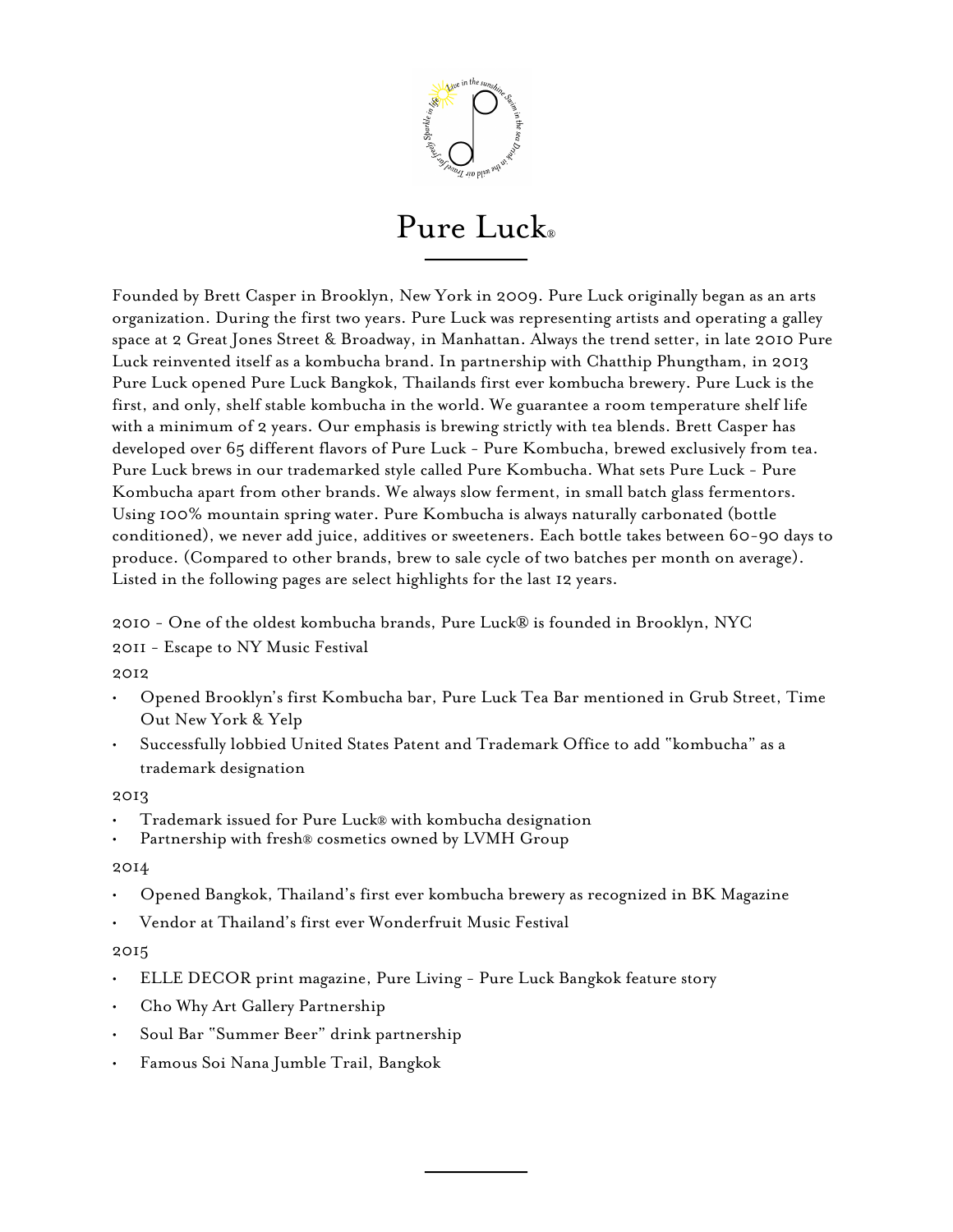# Pure Luck®

Founded by Brett Casper in Brooklyn, New York in 2009. Pure Luck originally began as an arts organization. During the first two years. Pure Luck was representing artists and operating a galley space at 2 Great Jones Street & Broadway, in Manhattan. Always the trend setter, in late 2010 Pure Luck reinvented itself as a kombucha brand. In partnership with Chatthip Phungtham, in 2013 Pure Luck opened Pure Luck Bangkok, Thailands first ever kombucha brewery. Pure Luck is the first, and only, shelf stable kombucha in the world. We guarantee a room temperature shelf life with a minimum of 2 years. Our emphasis is brewing strictly with tea blends. Brett Casper has developed over 65 different flavors of Pure Luck - Pure Kombucha, brewed exclusively from tea. Pure Luck brews in our trademarked style called Pure Kombucha. What sets Pure Luck - Pure Kombucha apart from other brands. We always slow ferment, in small batch glass fermentors. Using 100% mountain spring water. Pure Kombucha is always naturally carbonated (bottle conditioned), we never add juice, additives or sweeteners. Each bottle takes between 60-90 days to produce. (Compared to other brands, brew to sale cycle of two batches per month on average). Listed in the following pages are select highlights for the last 12 years.

2010 - One of the oldest kombucha brands, Pure Luck® is founded in Brooklyn, NYC

2011 - Escape to NY Music Festival

2012

- Opened Brooklyn's first Kombucha bar, Pure Luck Tea Bar mentioned in Grub Street, Time Out New York & Yelp
- Successfully lobbied United States Patent and Trademark Office to add "kombucha" as a trademark designation

2013

- Trademark issued for Pure Luck® with kombucha designation
- Partnership with fresh® cosmetics owned by LVMH Group

2014

- Opened Bangkok, Thailand's first ever kombucha brewery as recognized in BK Magazine
- Vendor at Thailand's first ever Wonderfruit Music Festival

2015

- ELLE DECOR print magazine, Pure Living - Pure Luck Bangkok feature story
- Cho Why Art Gallery Partnership
- Soul Bar "Summer Beer" drink partnership
- Famous Soi Nana Jumble Trail, Bangkok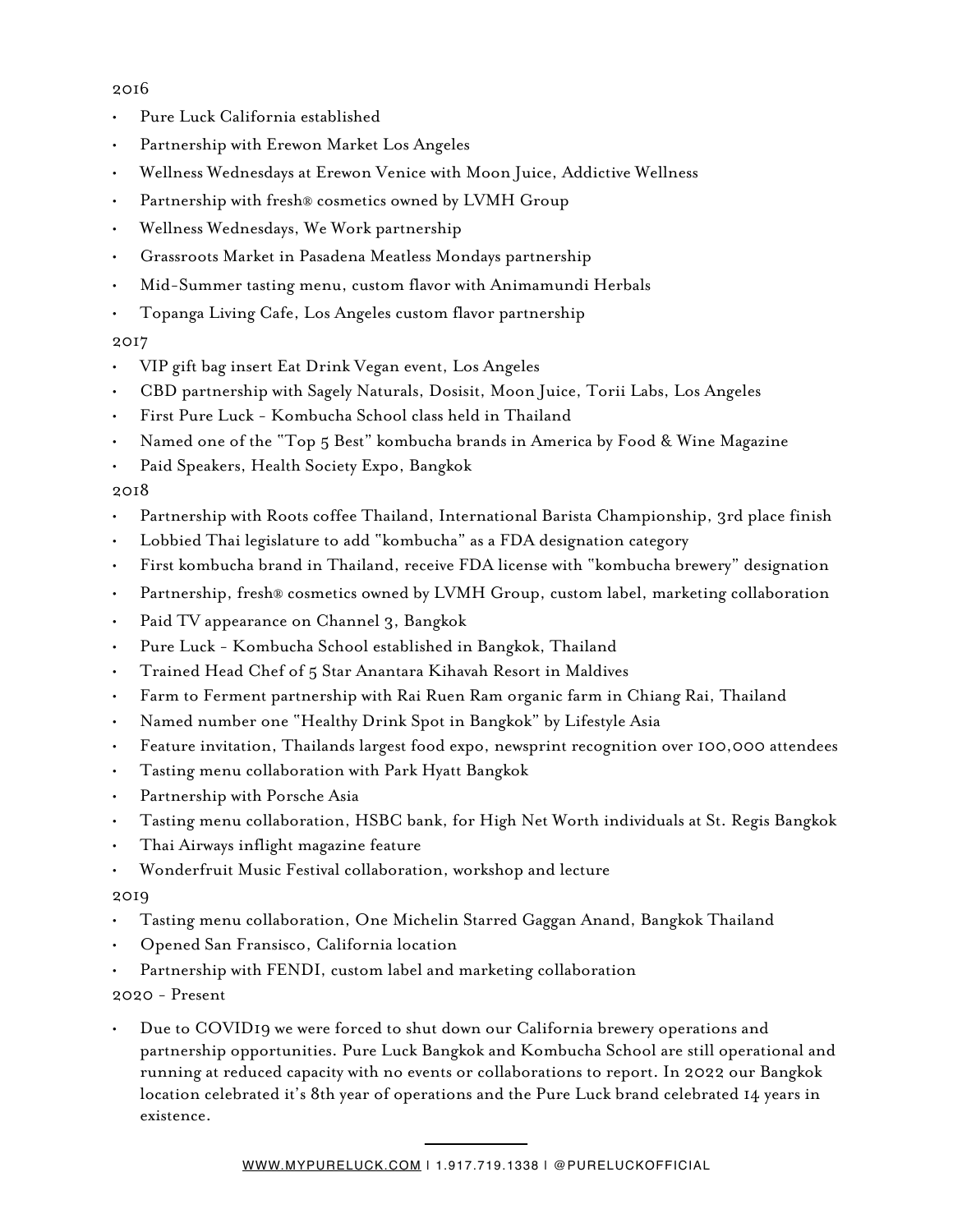2016

- Pure Luck California established
- Partnership with Erewon Market Los Angeles
- Wellness Wednesdays at Erewon Venice with Moon Juice, Addictive Wellness
- Partnership with fresh® cosmetics owned by LVMH Group
- Wellness Wednesdays, We Work partnership
- Grassroots Market in Pasadena Meatless Mondays partnership
- Mid-Summer tasting menu, custom flavor with Animamundi Herbals
- Topanga Living Cafe, Los Angeles custom flavor partnership

2017

- VIP gift bag insert Eat Drink Vegan event, Los Angeles
- CBD partnership with Sagely Naturals, Dosisit, Moon Juice, Torii Labs, Los Angeles
- First Pure Luck - Kombucha School class held in Thailand
- Named one of the "Top 5 Best" kombucha brands in America by Food & Wine Magazine
- Paid Speakers, Health Society Expo, Bangkok

2018

- Partnership with Roots coffee Thailand, International Barista Championship, 3rd place finish
- Lobbied Thai legislature to add "kombucha" as a FDA designation category
- First kombucha brand in Thailand, receive FDA license with "kombucha brewery" designation
- Partnership, fresh® cosmetics owned by LVMH Group, custom label, marketing collaboration
- Paid TV appearance on Channel 3, Bangkok
- Pure Luck - Kombucha School established in Bangkok, Thailand
- Trained Head Chef of 5 Star Anantara Kihavah Resort in Maldives
- Farm to Ferment partnership with Rai Ruen Ram organic farm in Chiang Rai, Thailand
- Named number one "Healthy Drink Spot in Bangkok" by Lifestyle Asia
- Feature invitation, Thailands largest food expo, newsprint recognition over 100,000 attendees
- Tasting menu collaboration with Park Hyatt Bangkok
- Partnership with Porsche Asia
- Tasting menu collaboration, HSBC bank, for High Net Worth individuals at St. Regis Bangkok
- Thai Airways inflight magazine feature
- Wonderfruit Music Festival collaboration, workshop and lecture

2019

- Tasting menu collaboration, One Michelin Starred Gaggan Anand, Bangkok Thailand
- Opened San Fransisco, California location
- Partnership with FENDI, custom label and marketing collaboration

2020 - Present

- Due to COVID19 we were forced to shut down our California brewery operations and partnership opportunities. Pure Luck Bangkok and Kombucha School are still operational and running at reduced capacity with no events or collaborations to report. In 2022 our Bangkok location celebrated it's 8th year of operations and the Pure Luck brand celebrated 14 years in existence.

WWW.MYPURELUCK.COM | 1.917.719.1338 | @PURELUCKOFFICIAL